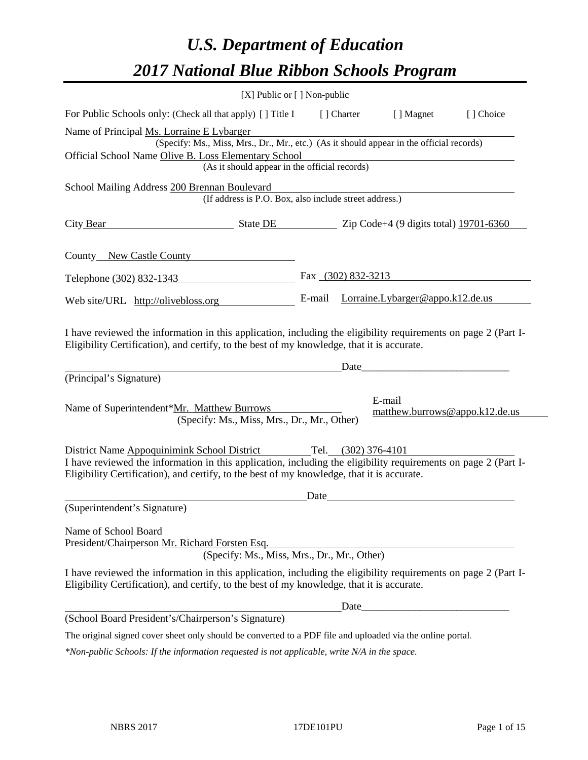# *U.S. Department of Education*

# *2017 National Blue Ribbon Schools Program*

[X] Public or [ ] Non-public

For Public Schools only: (Check all that apply) [ ] Title I [ ] Charter [ ] Magnet [ ] Choice

Name of Principal Ms. Lorraine E Lybarger
(Specify: Ms., Miss, Mrs., Dr., Mr., etc.) (As it should appear in the official records)

Official School Name Olive B. Loss Elementary School
(As it should appear in the official records)

School Mailing Address 200 Brennan Boulevard
(If address is P.O. Box, also include street address.)

City Bear State DE Zip Code+4 (9 digits total) 19701-6360

County New Castle County

Telephone (302) 832-1343 Fax (302) 832-3213

Web site/URL http://olivebloss.org E-mail Lorraine.Lybarger@appo.k12.de.us

I have reviewed the information in this application, including the eligibility requirements on page 2 (Part I-Eligibility Certification), and certify, to the best of my knowledge, that it is accurate.

Date____________________________

(Principal's Signature)

Name of Superintendent*Mr. Matthew Burrows
(Specify: Ms., Miss, Mrs., Dr., Mr., Other)

E-mail matthew.burrows@appo.k12.de.us

District Name Appoquinimink School District Tel. (302) 376-4101

I have reviewed the information in this application, including the eligibility requirements on page 2 (Part I-Eligibility Certification), and certify, to the best of my knowledge, that it is accurate.

Date____________________________

(Superintendent's Signature)

Name of School Board
President/Chairperson Mr. Richard Forsten Esq.
(Specify: Ms., Miss, Mrs., Dr., Mr., Other)

I have reviewed the information in this application, including the eligibility requirements on page 2 (Part I-Eligibility Certification), and certify, to the best of my knowledge, that it is accurate.

Date____________________________

(School Board President's/Chairperson's Signature)

The original signed cover sheet only should be converted to a PDF file and uploaded via the online portal.

*\*Non-public Schools: If the information requested is not applicable, write N/A in the space.*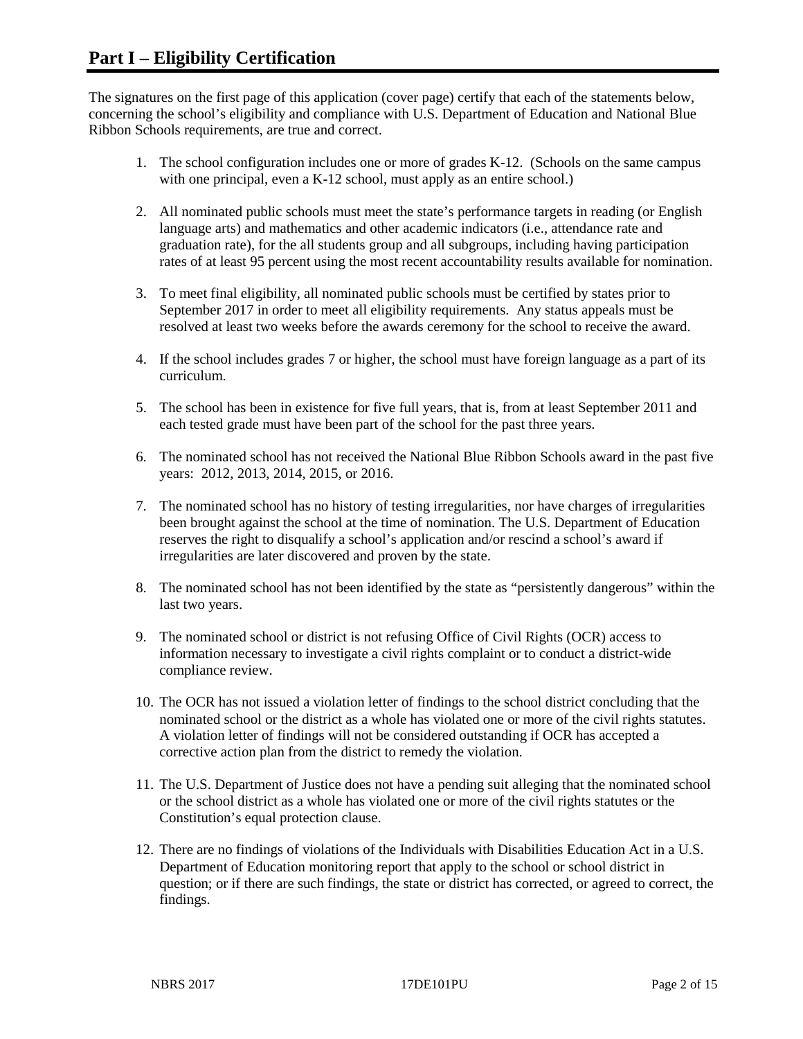# Part I – Eligibility Certification

The signatures on the first page of this application (cover page) certify that each of the statements below, concerning the school's eligibility and compliance with U.S. Department of Education and National Blue Ribbon Schools requirements, are true and correct.

1. The school configuration includes one or more of grades K-12. (Schools on the same campus with one principal, even a K-12 school, must apply as an entire school.)
2. All nominated public schools must meet the state's performance targets in reading (or English language arts) and mathematics and other academic indicators (i.e., attendance rate and graduation rate), for the all students group and all subgroups, including having participation rates of at least 95 percent using the most recent accountability results available for nomination.
3. To meet final eligibility, all nominated public schools must be certified by states prior to September 2017 in order to meet all eligibility requirements. Any status appeals must be resolved at least two weeks before the awards ceremony for the school to receive the award.
4. If the school includes grades 7 or higher, the school must have foreign language as a part of its curriculum.
5. The school has been in existence for five full years, that is, from at least September 2011 and each tested grade must have been part of the school for the past three years.
6. The nominated school has not received the National Blue Ribbon Schools award in the past five years: 2012, 2013, 2014, 2015, or 2016.
7. The nominated school has no history of testing irregularities, nor have charges of irregularities been brought against the school at the time of nomination. The U.S. Department of Education reserves the right to disqualify a school's application and/or rescind a school's award if irregularities are later discovered and proven by the state.
8. The nominated school has not been identified by the state as "persistently dangerous" within the last two years.
9. The nominated school or district is not refusing Office of Civil Rights (OCR) access to information necessary to investigate a civil rights complaint or to conduct a district-wide compliance review.
10. The OCR has not issued a violation letter of findings to the school district concluding that the nominated school or the district as a whole has violated one or more of the civil rights statutes. A violation letter of findings will not be considered outstanding if OCR has accepted a corrective action plan from the district to remedy the violation.
11. The U.S. Department of Justice does not have a pending suit alleging that the nominated school or the school district as a whole has violated one or more of the civil rights statutes or the Constitution's equal protection clause.
12. There are no findings of violations of the Individuals with Disabilities Education Act in a U.S. Department of Education monitoring report that apply to the school or school district in question; or if there are such findings, the state or district has corrected, or agreed to correct, the findings.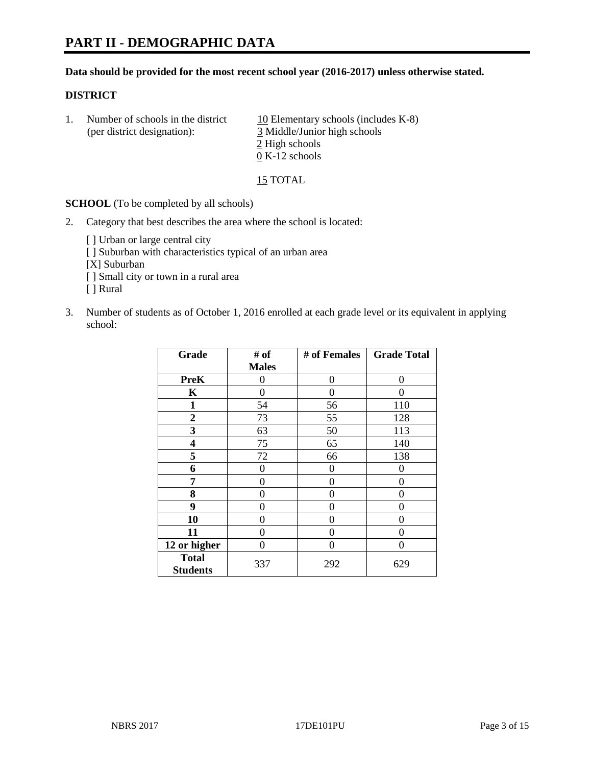# PART II - DEMOGRAPHIC DATA

**Data should be provided for the most recent school year (2016-2017) unless otherwise stated.**

**DISTRICT**

1. Number of schools in the district (per district designation):
   10 Elementary schools (includes K-8)
   3 Middle/Junior high schools
   2 High schools
   0 K-12 schools

   15 TOTAL

**SCHOOL** (To be completed by all schools)

2. Category that best describes the area where the school is located:

   [ ] Urban or large central city
   [ ] Suburban with characteristics typical of an urban area
   [X] Suburban
   [ ] Small city or town in a rural area
   [ ] Rural

3. Number of students as of October 1, 2016 enrolled at each grade level or its equivalent in applying school:

| Grade | # of Males | # of Females | Grade Total |
|---|---|---|---|
| PreK | 0 | 0 | 0 |
| K | 0 | 0 | 0 |
| 1 | 54 | 56 | 110 |
| 2 | 73 | 55 | 128 |
| 3 | 63 | 50 | 113 |
| 4 | 75 | 65 | 140 |
| 5 | 72 | 66 | 138 |
| 6 | 0 | 0 | 0 |
| 7 | 0 | 0 | 0 |
| 8 | 0 | 0 | 0 |
| 9 | 0 | 0 | 0 |
| 10 | 0 | 0 | 0 |
| 11 | 0 | 0 | 0 |
| 12 or higher | 0 | 0 | 0 |
| Total Students | 337 | 292 | 629 |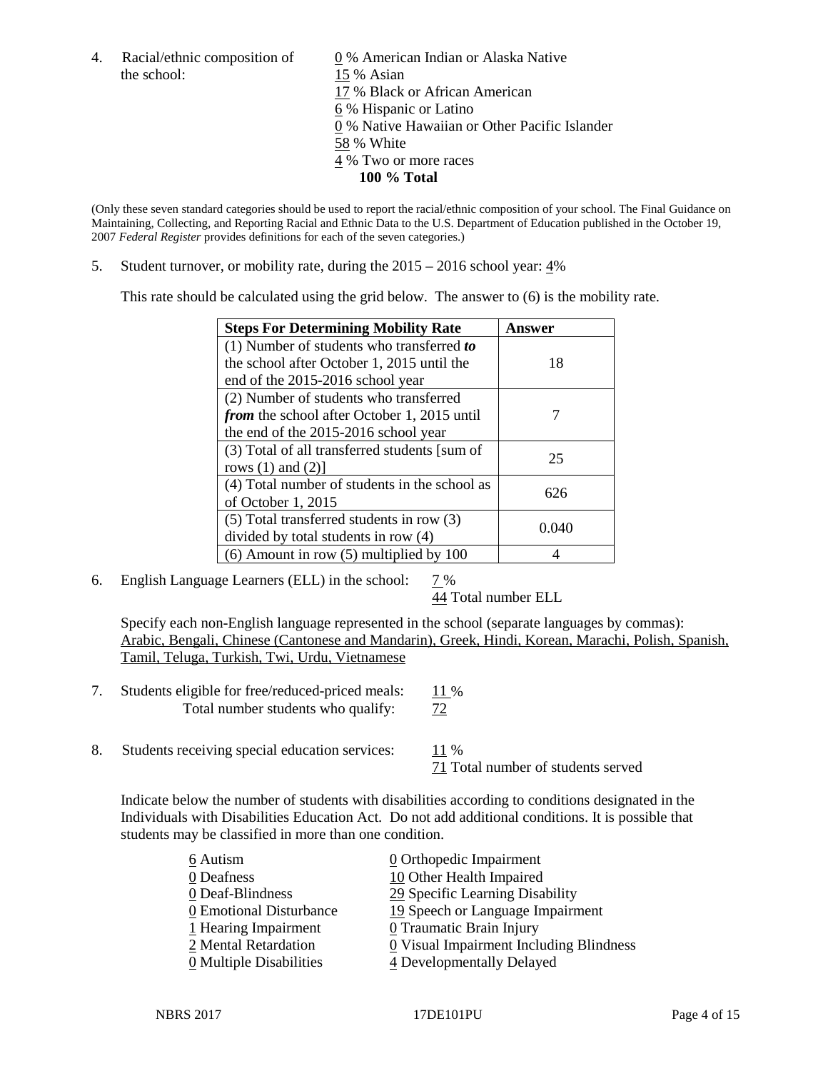4. Racial/ethnic composition of the school:

0 % American Indian or Alaska Native
15 % Asian
17 % Black or African American
6 % Hispanic or Latino
0 % Native Hawaiian or Other Pacific Islander
58 % White
4 % Two or more races
**100 % Total**

(Only these seven standard categories should be used to report the racial/ethnic composition of your school. The Final Guidance on Maintaining, Collecting, and Reporting Racial and Ethnic Data to the U.S. Department of Education published in the October 19, 2007 *Federal Register* provides definitions for each of the seven categories.)

5. Student turnover, or mobility rate, during the 2015 – 2016 school year: 4%

This rate should be calculated using the grid below. The answer to (6) is the mobility rate.

| **Steps For Determining Mobility Rate** | **Answer** |
|---|---|
| (1) Number of students who transferred ***to*** the school after October 1, 2015 until the end of the 2015-2016 school year | 18 |
| (2) Number of students who transferred ***from*** the school after October 1, 2015 until the end of the 2015-2016 school year | 7 |
| (3) Total of all transferred students [sum of rows (1) and (2)] | 25 |
| (4) Total number of students in the school as of October 1, 2015 | 626 |
| (5) Total transferred students in row (3) divided by total students in row (4) | 0.040 |
| (6) Amount in row (5) multiplied by 100 | 4 |

6. English Language Learners (ELL) in the school: 7 %
44 Total number ELL

Specify each non-English language represented in the school (separate languages by commas):
Arabic, Bengali, Chinese (Cantonese and Mandarin), Greek, Hindi, Korean, Marachi, Polish, Spanish, Tamil, Teluga, Turkish, Twi, Urdu, Vietnamese

7. Students eligible for free/reduced-priced meals: 11 %
Total number students who qualify: 72

8. Students receiving special education services: 11 %
71 Total number of students served

Indicate below the number of students with disabilities according to conditions designated in the Individuals with Disabilities Education Act. Do not add additional conditions. It is possible that students may be classified in more than one condition.

6 Autism
0 Deafness
0 Deaf-Blindness
0 Emotional Disturbance
1 Hearing Impairment
2 Mental Retardation
0 Multiple Disabilities
0 Orthopedic Impairment
10 Other Health Impaired
29 Specific Learning Disability
19 Speech or Language Impairment
0 Traumatic Brain Injury
0 Visual Impairment Including Blindness
4 Developmentally Delayed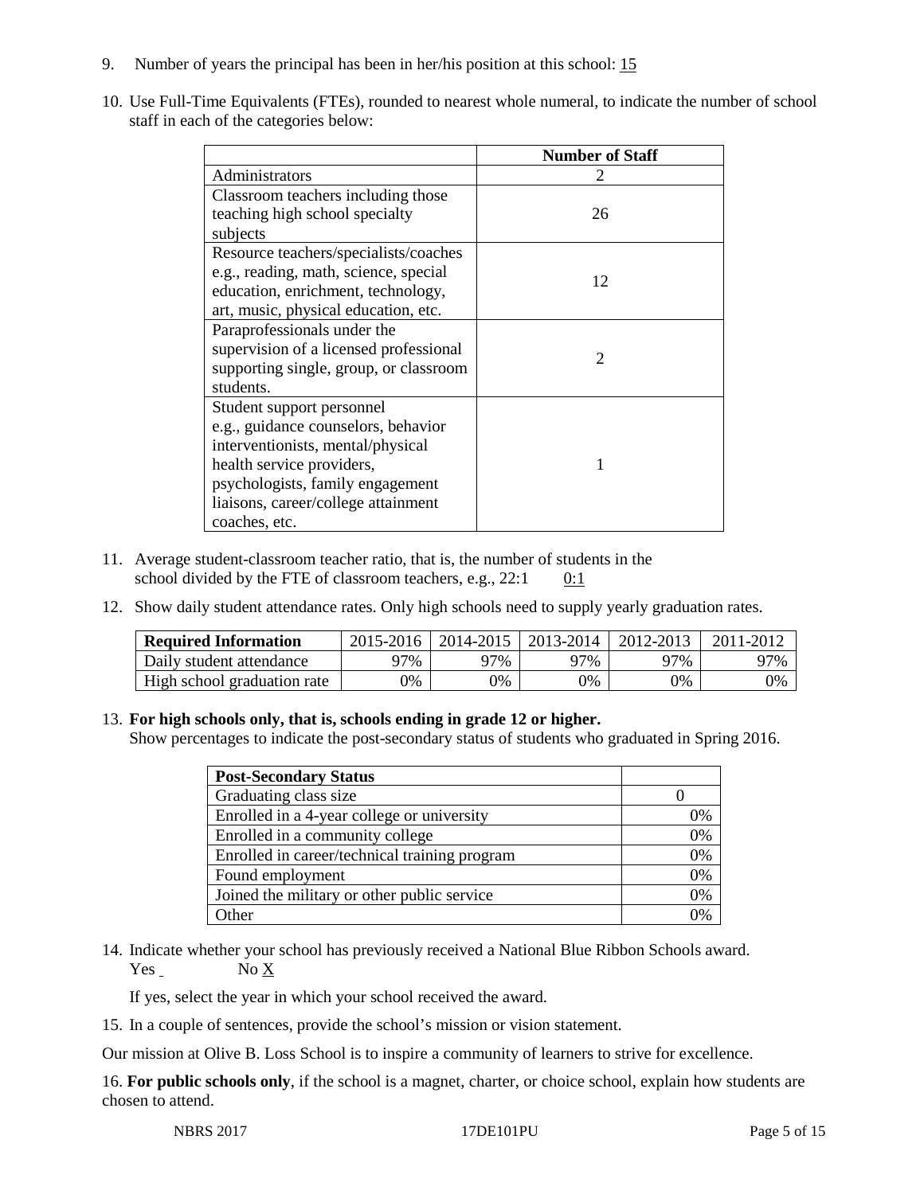9. Number of years the principal has been in her/his position at this school: 15

10. Use Full-Time Equivalents (FTEs), rounded to nearest whole numeral, to indicate the number of school staff in each of the categories below:

| | Number of Staff |
| --- | --- |
| Administrators | 2 |
| Classroom teachers including those teaching high school specialty subjects | 26 |
| Resource teachers/specialists/coaches e.g., reading, math, science, special education, enrichment, technology, art, music, physical education, etc. | 12 |
| Paraprofessionals under the supervision of a licensed professional supporting single, group, or classroom students. | 2 |
| Student support personnel e.g., guidance counselors, behavior interventionists, mental/physical health service providers, psychologists, family engagement liaisons, career/college attainment coaches, etc. | 1 |

11. Average student-classroom teacher ratio, that is, the number of students in the school divided by the FTE of classroom teachers, e.g., 22:1 0:1

12. Show daily student attendance rates. Only high schools need to supply yearly graduation rates.

| Required Information | 2015-2016 | 2014-2015 | 2013-2014 | 2012-2013 | 2011-2012 |
| --- | --- | --- | --- | --- | --- |
| Daily student attendance | 97% | 97% | 97% | 97% | 97% |
| High school graduation rate | 0% | 0% | 0% | 0% | 0% |

13. **For high schools only, that is, schools ending in grade 12 or higher.**
Show percentages to indicate the post-secondary status of students who graduated in Spring 2016.

| Post-Secondary Status | |
| --- | --- |
| Graduating class size | 0 |
| Enrolled in a 4-year college or university | 0% |
| Enrolled in a community college | 0% |
| Enrolled in career/technical training program | 0% |
| Found employment | 0% |
| Joined the military or other public service | 0% |
| Other | 0% |

14. Indicate whether your school has previously received a National Blue Ribbon Schools award.
Yes No X

If yes, select the year in which your school received the award.

15. In a couple of sentences, provide the school's mission or vision statement.

Our mission at Olive B. Loss School is to inspire a community of learners to strive for excellence.

16. **For public schools only**, if the school is a magnet, charter, or choice school, explain how students are chosen to attend.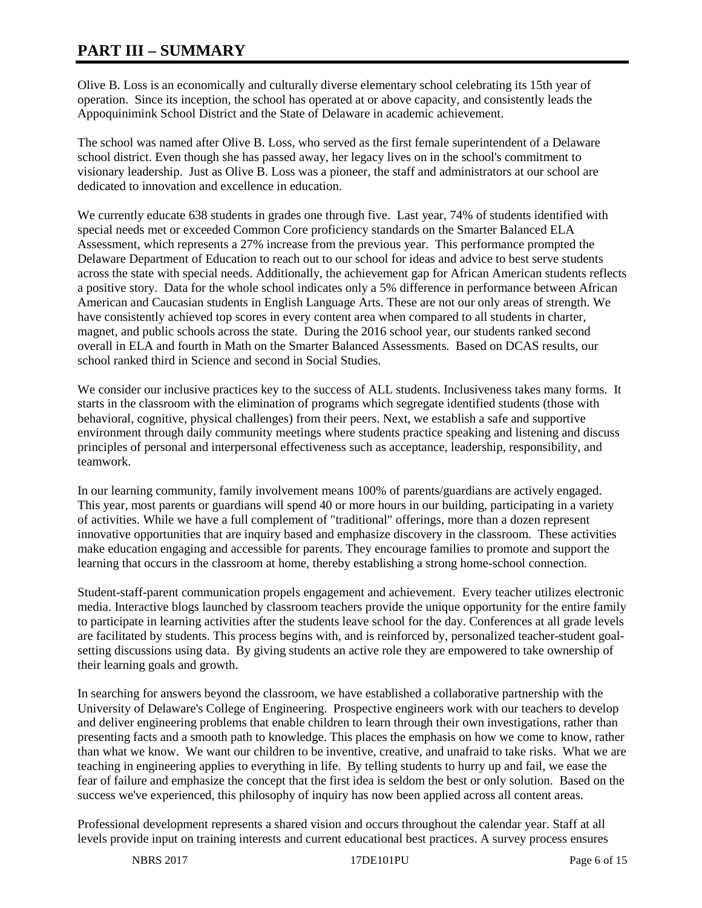# PART III – SUMMARY

Olive B. Loss is an economically and culturally diverse elementary school celebrating its 15th year of operation. Since its inception, the school has operated at or above capacity, and consistently leads the Appoquinimink School District and the State of Delaware in academic achievement.

The school was named after Olive B. Loss, who served as the first female superintendent of a Delaware school district. Even though she has passed away, her legacy lives on in the school's commitment to visionary leadership. Just as Olive B. Loss was a pioneer, the staff and administrators at our school are dedicated to innovation and excellence in education.

We currently educate 638 students in grades one through five. Last year, 74% of students identified with special needs met or exceeded Common Core proficiency standards on the Smarter Balanced ELA Assessment, which represents a 27% increase from the previous year. This performance prompted the Delaware Department of Education to reach out to our school for ideas and advice to best serve students across the state with special needs. Additionally, the achievement gap for African American students reflects a positive story. Data for the whole school indicates only a 5% difference in performance between African American and Caucasian students in English Language Arts. These are not our only areas of strength. We have consistently achieved top scores in every content area when compared to all students in charter, magnet, and public schools across the state. During the 2016 school year, our students ranked second overall in ELA and fourth in Math on the Smarter Balanced Assessments. Based on DCAS results, our school ranked third in Science and second in Social Studies.

We consider our inclusive practices key to the success of ALL students. Inclusiveness takes many forms. It starts in the classroom with the elimination of programs which segregate identified students (those with behavioral, cognitive, physical challenges) from their peers. Next, we establish a safe and supportive environment through daily community meetings where students practice speaking and listening and discuss principles of personal and interpersonal effectiveness such as acceptance, leadership, responsibility, and teamwork.

In our learning community, family involvement means 100% of parents/guardians are actively engaged. This year, most parents or guardians will spend 40 or more hours in our building, participating in a variety of activities. While we have a full complement of "traditional" offerings, more than a dozen represent innovative opportunities that are inquiry based and emphasize discovery in the classroom. These activities make education engaging and accessible for parents. They encourage families to promote and support the learning that occurs in the classroom at home, thereby establishing a strong home-school connection.

Student-staff-parent communication propels engagement and achievement. Every teacher utilizes electronic media. Interactive blogs launched by classroom teachers provide the unique opportunity for the entire family to participate in learning activities after the students leave school for the day. Conferences at all grade levels are facilitated by students. This process begins with, and is reinforced by, personalized teacher-student goal-setting discussions using data. By giving students an active role they are empowered to take ownership of their learning goals and growth.

In searching for answers beyond the classroom, we have established a collaborative partnership with the University of Delaware's College of Engineering. Prospective engineers work with our teachers to develop and deliver engineering problems that enable children to learn through their own investigations, rather than presenting facts and a smooth path to knowledge. This places the emphasis on how we come to know, rather than what we know. We want our children to be inventive, creative, and unafraid to take risks. What we are teaching in engineering applies to everything in life. By telling students to hurry up and fail, we ease the fear of failure and emphasize the concept that the first idea is seldom the best or only solution. Based on the success we've experienced, this philosophy of inquiry has now been applied across all content areas.

Professional development represents a shared vision and occurs throughout the calendar year. Staff at all levels provide input on training interests and current educational best practices. A survey process ensures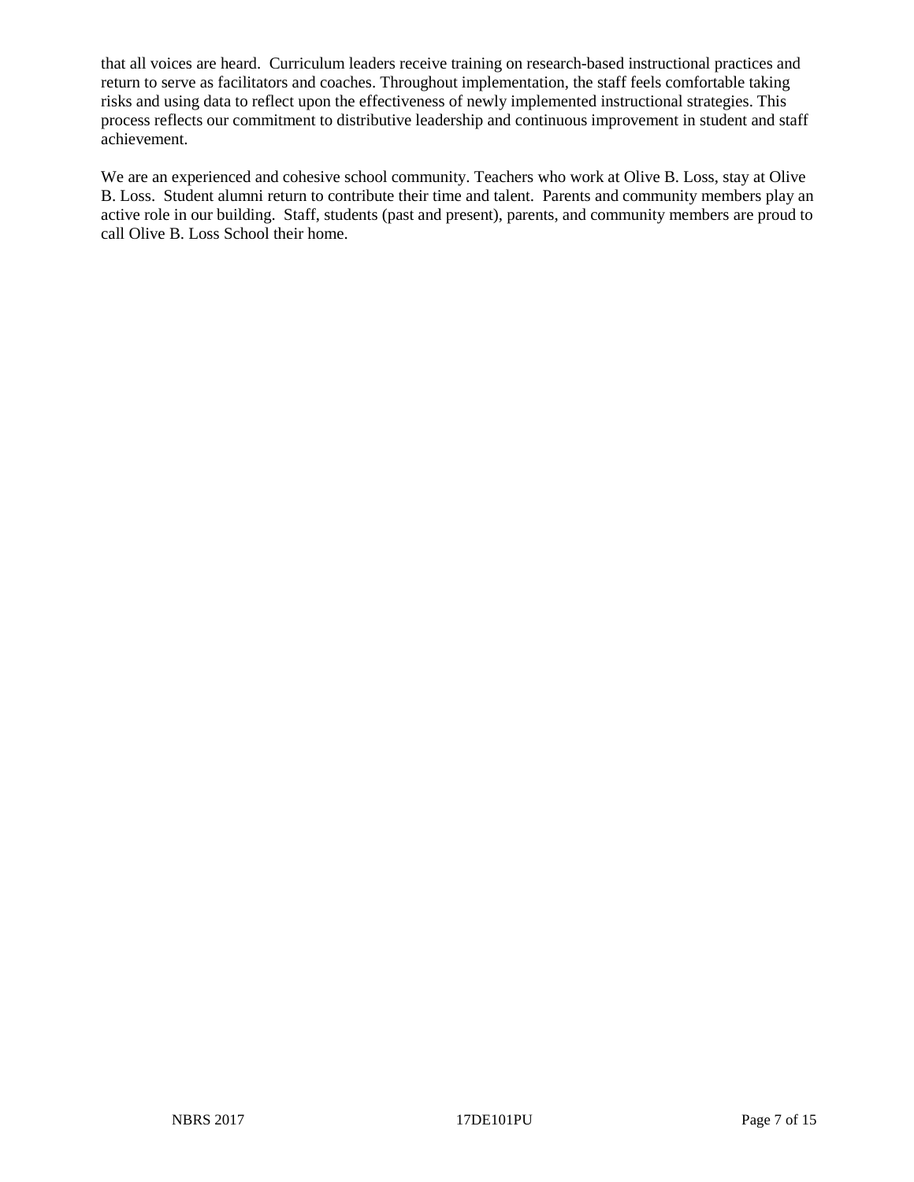that all voices are heard. Curriculum leaders receive training on research-based instructional practices and return to serve as facilitators and coaches. Throughout implementation, the staff feels comfortable taking risks and using data to reflect upon the effectiveness of newly implemented instructional strategies. This process reflects our commitment to distributive leadership and continuous improvement in student and staff achievement.

We are an experienced and cohesive school community. Teachers who work at Olive B. Loss, stay at Olive B. Loss. Student alumni return to contribute their time and talent. Parents and community members play an active role in our building. Staff, students (past and present), parents, and community members are proud to call Olive B. Loss School their home.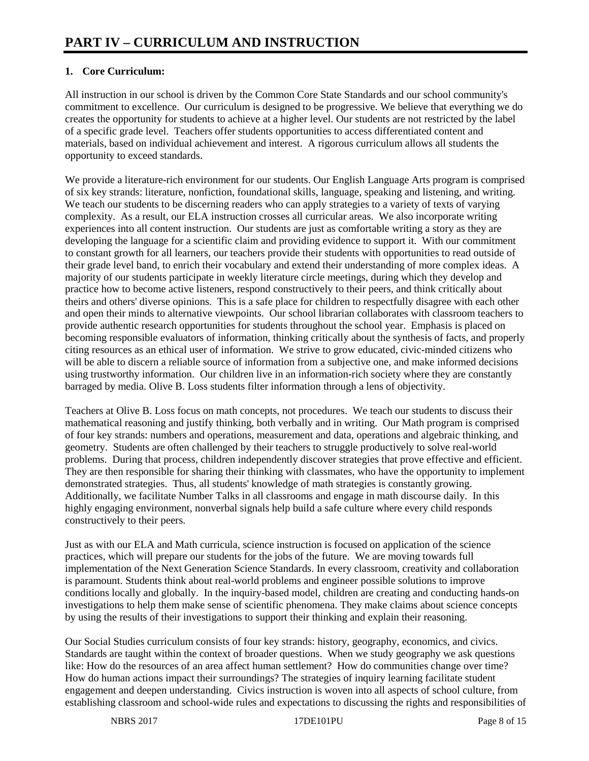# PART IV – CURRICULUM AND INSTRUCTION

## 1. Core Curriculum:

All instruction in our school is driven by the Common Core State Standards and our school community's commitment to excellence. Our curriculum is designed to be progressive. We believe that everything we do creates the opportunity for students to achieve at a higher level. Our students are not restricted by the label of a specific grade level. Teachers offer students opportunities to access differentiated content and materials, based on individual achievement and interest. A rigorous curriculum allows all students the opportunity to exceed standards.

We provide a literature-rich environment for our students. Our English Language Arts program is comprised of six key strands: literature, nonfiction, foundational skills, language, speaking and listening, and writing. We teach our students to be discerning readers who can apply strategies to a variety of texts of varying complexity. As a result, our ELA instruction crosses all curricular areas. We also incorporate writing experiences into all content instruction. Our students are just as comfortable writing a story as they are developing the language for a scientific claim and providing evidence to support it. With our commitment to constant growth for all learners, our teachers provide their students with opportunities to read outside of their grade level band, to enrich their vocabulary and extend their understanding of more complex ideas. A majority of our students participate in weekly literature circle meetings, during which they develop and practice how to become active listeners, respond constructively to their peers, and think critically about theirs and others' diverse opinions. This is a safe place for children to respectfully disagree with each other and open their minds to alternative viewpoints. Our school librarian collaborates with classroom teachers to provide authentic research opportunities for students throughout the school year. Emphasis is placed on becoming responsible evaluators of information, thinking critically about the synthesis of facts, and properly citing resources as an ethical user of information. We strive to grow educated, civic-minded citizens who will be able to discern a reliable source of information from a subjective one, and make informed decisions using trustworthy information. Our children live in an information-rich society where they are constantly barraged by media. Olive B. Loss students filter information through a lens of objectivity.

Teachers at Olive B. Loss focus on math concepts, not procedures. We teach our students to discuss their mathematical reasoning and justify thinking, both verbally and in writing. Our Math program is comprised of four key strands: numbers and operations, measurement and data, operations and algebraic thinking, and geometry. Students are often challenged by their teachers to struggle productively to solve real-world problems. During that process, children independently discover strategies that prove effective and efficient. They are then responsible for sharing their thinking with classmates, who have the opportunity to implement demonstrated strategies. Thus, all students' knowledge of math strategies is constantly growing. Additionally, we facilitate Number Talks in all classrooms and engage in math discourse daily. In this highly engaging environment, nonverbal signals help build a safe culture where every child responds constructively to their peers.

Just as with our ELA and Math curricula, science instruction is focused on application of the science practices, which will prepare our students for the jobs of the future. We are moving towards full implementation of the Next Generation Science Standards. In every classroom, creativity and collaboration is paramount. Students think about real-world problems and engineer possible solutions to improve conditions locally and globally. In the inquiry-based model, children are creating and conducting hands-on investigations to help them make sense of scientific phenomena. They make claims about science concepts by using the results of their investigations to support their thinking and explain their reasoning.

Our Social Studies curriculum consists of four key strands: history, geography, economics, and civics. Standards are taught within the context of broader questions. When we study geography we ask questions like: How do the resources of an area affect human settlement? How do communities change over time? How do human actions impact their surroundings? The strategies of inquiry learning facilitate student engagement and deepen understanding. Civics instruction is woven into all aspects of school culture, from establishing classroom and school-wide rules and expectations to discussing the rights and responsibilities of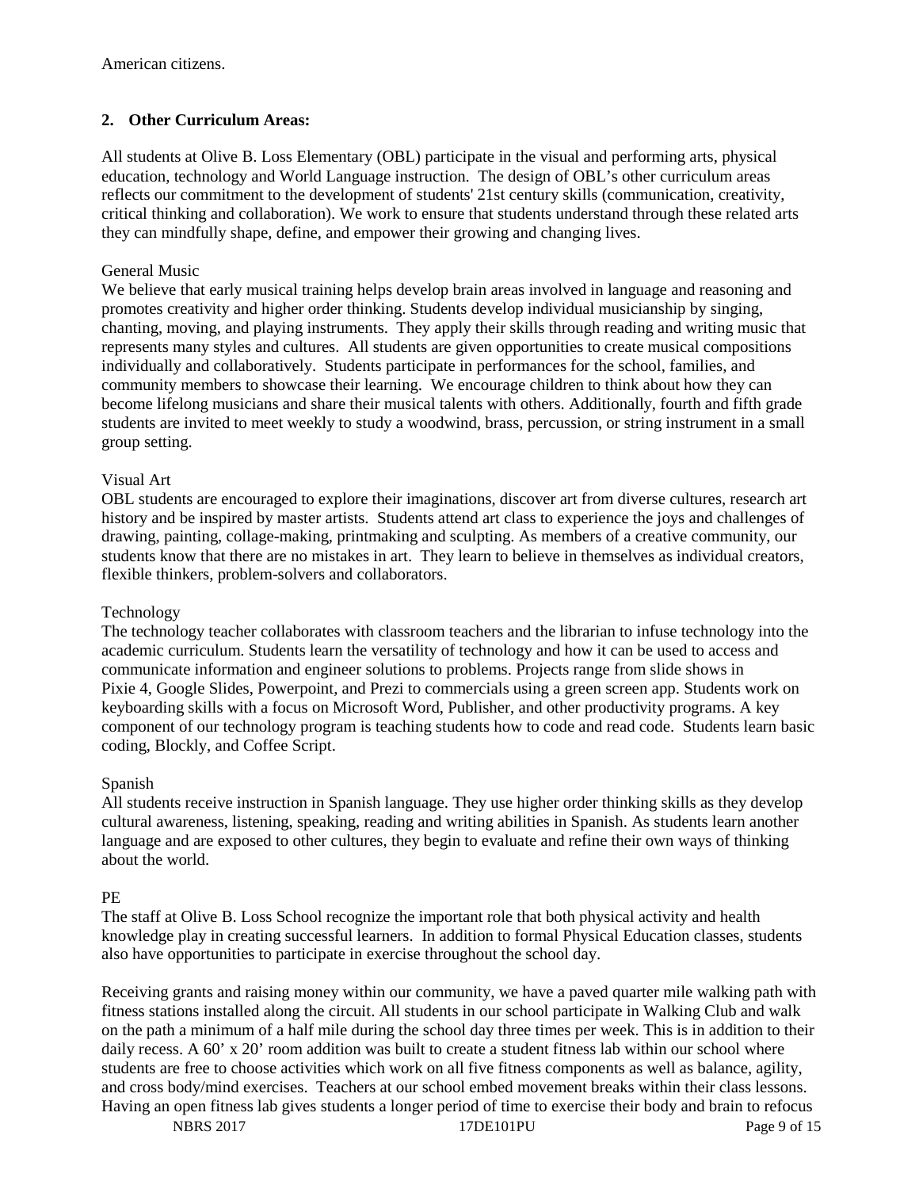American citizens.

**2. Other Curriculum Areas:**

All students at Olive B. Loss Elementary (OBL) participate in the visual and performing arts, physical education, technology and World Language instruction. The design of OBL's other curriculum areas reflects our commitment to the development of students' 21st century skills (communication, creativity, critical thinking and collaboration). We work to ensure that students understand through these related arts they can mindfully shape, define, and empower their growing and changing lives.

General Music

We believe that early musical training helps develop brain areas involved in language and reasoning and promotes creativity and higher order thinking. Students develop individual musicianship by singing, chanting, moving, and playing instruments. They apply their skills through reading and writing music that represents many styles and cultures. All students are given opportunities to create musical compositions individually and collaboratively. Students participate in performances for the school, families, and community members to showcase their learning. We encourage children to think about how they can become lifelong musicians and share their musical talents with others. Additionally, fourth and fifth grade students are invited to meet weekly to study a woodwind, brass, percussion, or string instrument in a small group setting.

Visual Art

OBL students are encouraged to explore their imaginations, discover art from diverse cultures, research art history and be inspired by master artists. Students attend art class to experience the joys and challenges of drawing, painting, collage-making, printmaking and sculpting. As members of a creative community, our students know that there are no mistakes in art. They learn to believe in themselves as individual creators, flexible thinkers, problem-solvers and collaborators.

Technology

The technology teacher collaborates with classroom teachers and the librarian to infuse technology into the academic curriculum. Students learn the versatility of technology and how it can be used to access and communicate information and engineer solutions to problems. Projects range from slide shows in Pixie 4, Google Slides, Powerpoint, and Prezi to commercials using a green screen app. Students work on keyboarding skills with a focus on Microsoft Word, Publisher, and other productivity programs. A key component of our technology program is teaching students how to code and read code. Students learn basic coding, Blockly, and Coffee Script.

Spanish

All students receive instruction in Spanish language. They use higher order thinking skills as they develop cultural awareness, listening, speaking, reading and writing abilities in Spanish. As students learn another language and are exposed to other cultures, they begin to evaluate and refine their own ways of thinking about the world.

PE

The staff at Olive B. Loss School recognize the important role that both physical activity and health knowledge play in creating successful learners. In addition to formal Physical Education classes, students also have opportunities to participate in exercise throughout the school day.

Receiving grants and raising money within our community, we have a paved quarter mile walking path with fitness stations installed along the circuit. All students in our school participate in Walking Club and walk on the path a minimum of a half mile during the school day three times per week. This is in addition to their daily recess. A 60' x 20' room addition was built to create a student fitness lab within our school where students are free to choose activities which work on all five fitness components as well as balance, agility, and cross body/mind exercises. Teachers at our school embed movement breaks within their class lessons. Having an open fitness lab gives students a longer period of time to exercise their body and brain to refocus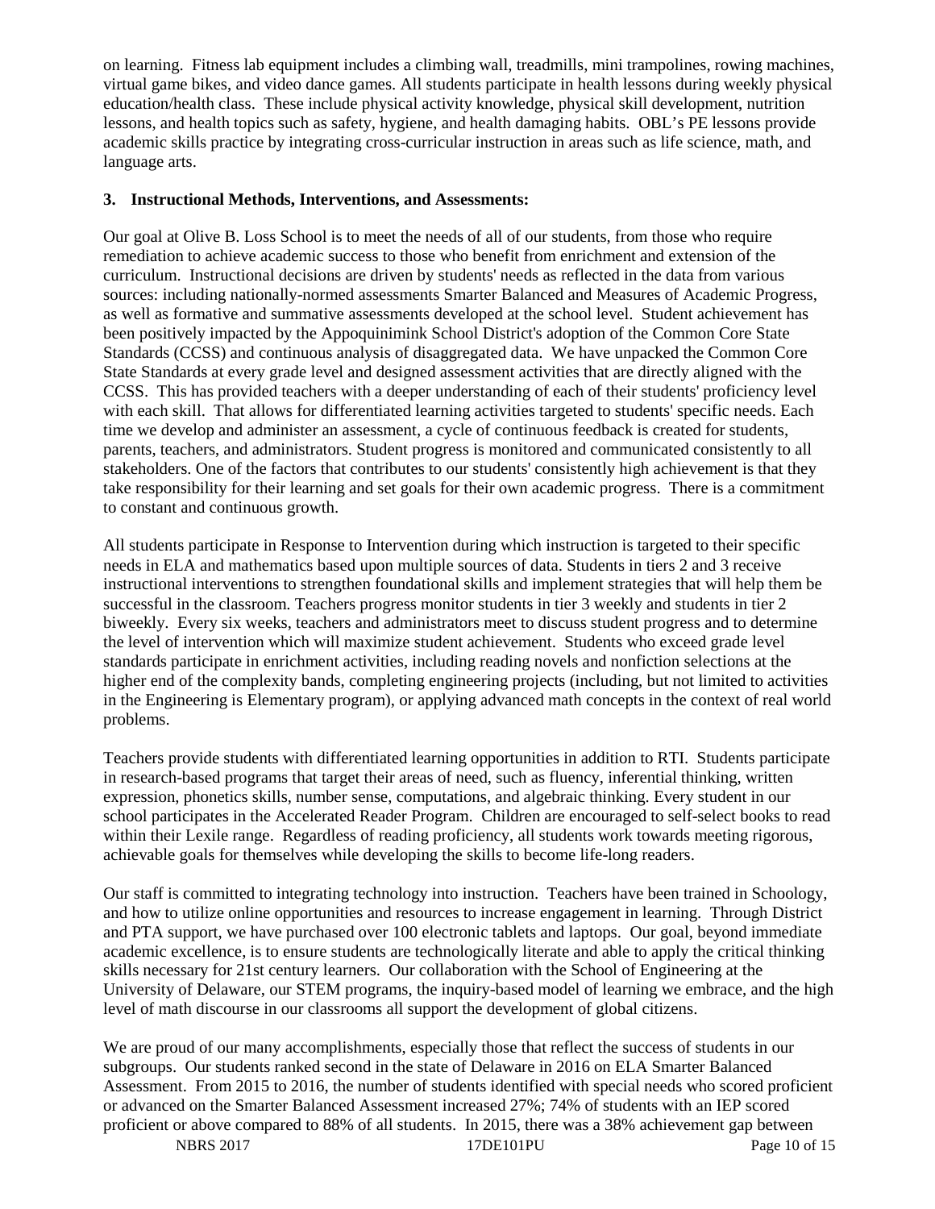on learning. Fitness lab equipment includes a climbing wall, treadmills, mini trampolines, rowing machines, virtual game bikes, and video dance games. All students participate in health lessons during weekly physical education/health class. These include physical activity knowledge, physical skill development, nutrition lessons, and health topics such as safety, hygiene, and health damaging habits. OBL's PE lessons provide academic skills practice by integrating cross-curricular instruction in areas such as life science, math, and language arts.

**3. Instructional Methods, Interventions, and Assessments:**

Our goal at Olive B. Loss School is to meet the needs of all of our students, from those who require remediation to achieve academic success to those who benefit from enrichment and extension of the curriculum. Instructional decisions are driven by students' needs as reflected in the data from various sources: including nationally-normed assessments Smarter Balanced and Measures of Academic Progress, as well as formative and summative assessments developed at the school level. Student achievement has been positively impacted by the Appoquinimink School District's adoption of the Common Core State Standards (CCSS) and continuous analysis of disaggregated data. We have unpacked the Common Core State Standards at every grade level and designed assessment activities that are directly aligned with the CCSS. This has provided teachers with a deeper understanding of each of their students' proficiency level with each skill. That allows for differentiated learning activities targeted to students' specific needs. Each time we develop and administer an assessment, a cycle of continuous feedback is created for students, parents, teachers, and administrators. Student progress is monitored and communicated consistently to all stakeholders. One of the factors that contributes to our students' consistently high achievement is that they take responsibility for their learning and set goals for their own academic progress. There is a commitment to constant and continuous growth.

All students participate in Response to Intervention during which instruction is targeted to their specific needs in ELA and mathematics based upon multiple sources of data. Students in tiers 2 and 3 receive instructional interventions to strengthen foundational skills and implement strategies that will help them be successful in the classroom. Teachers progress monitor students in tier 3 weekly and students in tier 2 biweekly. Every six weeks, teachers and administrators meet to discuss student progress and to determine the level of intervention which will maximize student achievement. Students who exceed grade level standards participate in enrichment activities, including reading novels and nonfiction selections at the higher end of the complexity bands, completing engineering projects (including, but not limited to activities in the Engineering is Elementary program), or applying advanced math concepts in the context of real world problems.

Teachers provide students with differentiated learning opportunities in addition to RTI. Students participate in research-based programs that target their areas of need, such as fluency, inferential thinking, written expression, phonetics skills, number sense, computations, and algebraic thinking. Every student in our school participates in the Accelerated Reader Program. Children are encouraged to self-select books to read within their Lexile range. Regardless of reading proficiency, all students work towards meeting rigorous, achievable goals for themselves while developing the skills to become life-long readers.

Our staff is committed to integrating technology into instruction. Teachers have been trained in Schoology, and how to utilize online opportunities and resources to increase engagement in learning. Through District and PTA support, we have purchased over 100 electronic tablets and laptops. Our goal, beyond immediate academic excellence, is to ensure students are technologically literate and able to apply the critical thinking skills necessary for 21st century learners. Our collaboration with the School of Engineering at the University of Delaware, our STEM programs, the inquiry-based model of learning we embrace, and the high level of math discourse in our classrooms all support the development of global citizens.

We are proud of our many accomplishments, especially those that reflect the success of students in our subgroups. Our students ranked second in the state of Delaware in 2016 on ELA Smarter Balanced Assessment. From 2015 to 2016, the number of students identified with special needs who scored proficient or advanced on the Smarter Balanced Assessment increased 27%; 74% of students with an IEP scored proficient or above compared to 88% of all students. In 2015, there was a 38% achievement gap between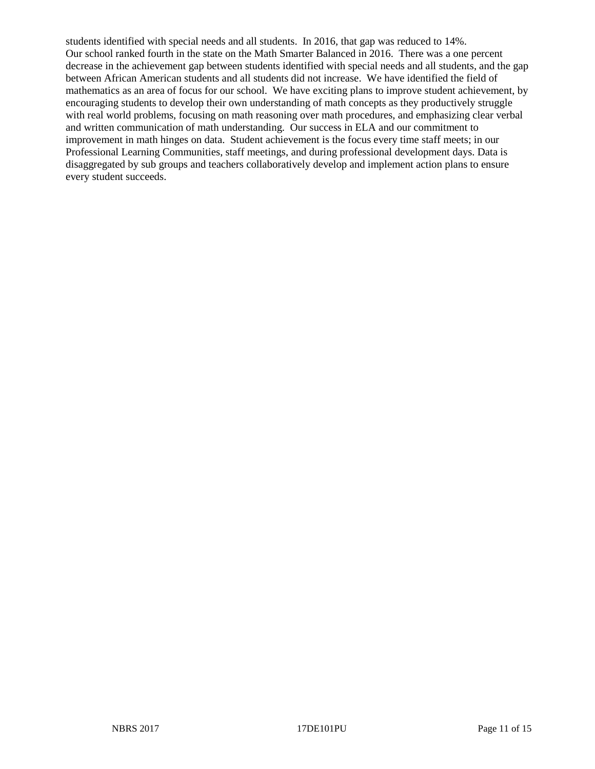students identified with special needs and all students. In 2016, that gap was reduced to 14%.
Our school ranked fourth in the state on the Math Smarter Balanced in 2016. There was a one percent decrease in the achievement gap between students identified with special needs and all students, and the gap between African American students and all students did not increase. We have identified the field of mathematics as an area of focus for our school. We have exciting plans to improve student achievement, by encouraging students to develop their own understanding of math concepts as they productively struggle with real world problems, focusing on math reasoning over math procedures, and emphasizing clear verbal and written communication of math understanding. Our success in ELA and our commitment to improvement in math hinges on data. Student achievement is the focus every time staff meets; in our Professional Learning Communities, staff meetings, and during professional development days. Data is disaggregated by sub groups and teachers collaboratively develop and implement action plans to ensure every student succeeds.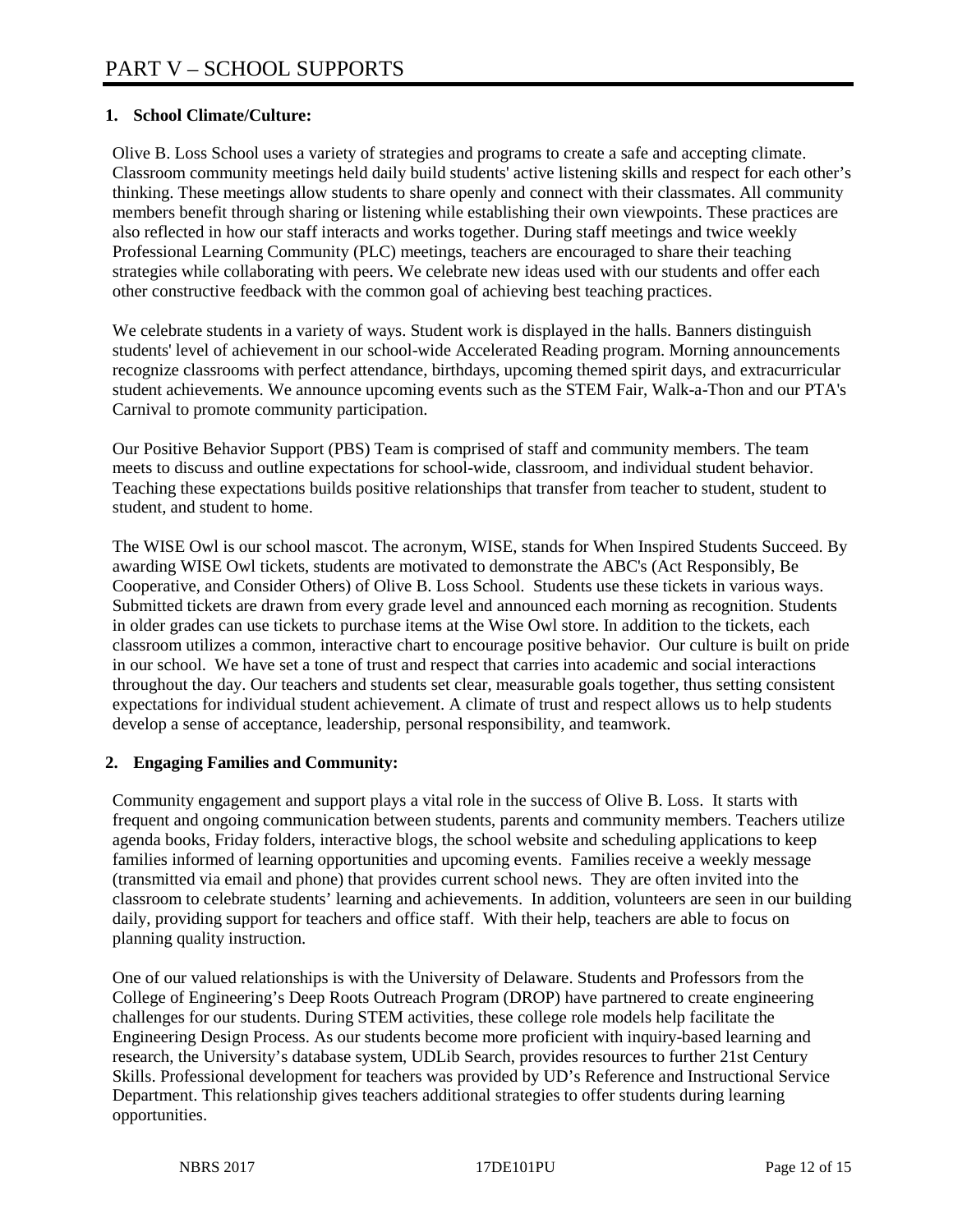# PART V – SCHOOL SUPPORTS

## 1. School Climate/Culture:

Olive B. Loss School uses a variety of strategies and programs to create a safe and accepting climate. Classroom community meetings held daily build students' active listening skills and respect for each other's thinking. These meetings allow students to share openly and connect with their classmates. All community members benefit through sharing or listening while establishing their own viewpoints. These practices are also reflected in how our staff interacts and works together. During staff meetings and twice weekly Professional Learning Community (PLC) meetings, teachers are encouraged to share their teaching strategies while collaborating with peers. We celebrate new ideas used with our students and offer each other constructive feedback with the common goal of achieving best teaching practices.

We celebrate students in a variety of ways. Student work is displayed in the halls. Banners distinguish students' level of achievement in our school-wide Accelerated Reading program. Morning announcements recognize classrooms with perfect attendance, birthdays, upcoming themed spirit days, and extracurricular student achievements. We announce upcoming events such as the STEM Fair, Walk-a-Thon and our PTA's Carnival to promote community participation.

Our Positive Behavior Support (PBS) Team is comprised of staff and community members. The team meets to discuss and outline expectations for school-wide, classroom, and individual student behavior. Teaching these expectations builds positive relationships that transfer from teacher to student, student to student, and student to home.

The WISE Owl is our school mascot. The acronym, WISE, stands for When Inspired Students Succeed. By awarding WISE Owl tickets, students are motivated to demonstrate the ABC's (Act Responsibly, Be Cooperative, and Consider Others) of Olive B. Loss School. Students use these tickets in various ways. Submitted tickets are drawn from every grade level and announced each morning as recognition. Students in older grades can use tickets to purchase items at the Wise Owl store. In addition to the tickets, each classroom utilizes a common, interactive chart to encourage positive behavior. Our culture is built on pride in our school. We have set a tone of trust and respect that carries into academic and social interactions throughout the day. Our teachers and students set clear, measurable goals together, thus setting consistent expectations for individual student achievement. A climate of trust and respect allows us to help students develop a sense of acceptance, leadership, personal responsibility, and teamwork.

## 2. Engaging Families and Community:

Community engagement and support plays a vital role in the success of Olive B. Loss. It starts with frequent and ongoing communication between students, parents and community members. Teachers utilize agenda books, Friday folders, interactive blogs, the school website and scheduling applications to keep families informed of learning opportunities and upcoming events. Families receive a weekly message (transmitted via email and phone) that provides current school news. They are often invited into the classroom to celebrate students' learning and achievements. In addition, volunteers are seen in our building daily, providing support for teachers and office staff. With their help, teachers are able to focus on planning quality instruction.

One of our valued relationships is with the University of Delaware. Students and Professors from the College of Engineering's Deep Roots Outreach Program (DROP) have partnered to create engineering challenges for our students. During STEM activities, these college role models help facilitate the Engineering Design Process. As our students become more proficient with inquiry-based learning and research, the University's database system, UDLib Search, provides resources to further 21st Century Skills. Professional development for teachers was provided by UD's Reference and Instructional Service Department. This relationship gives teachers additional strategies to offer students during learning opportunities.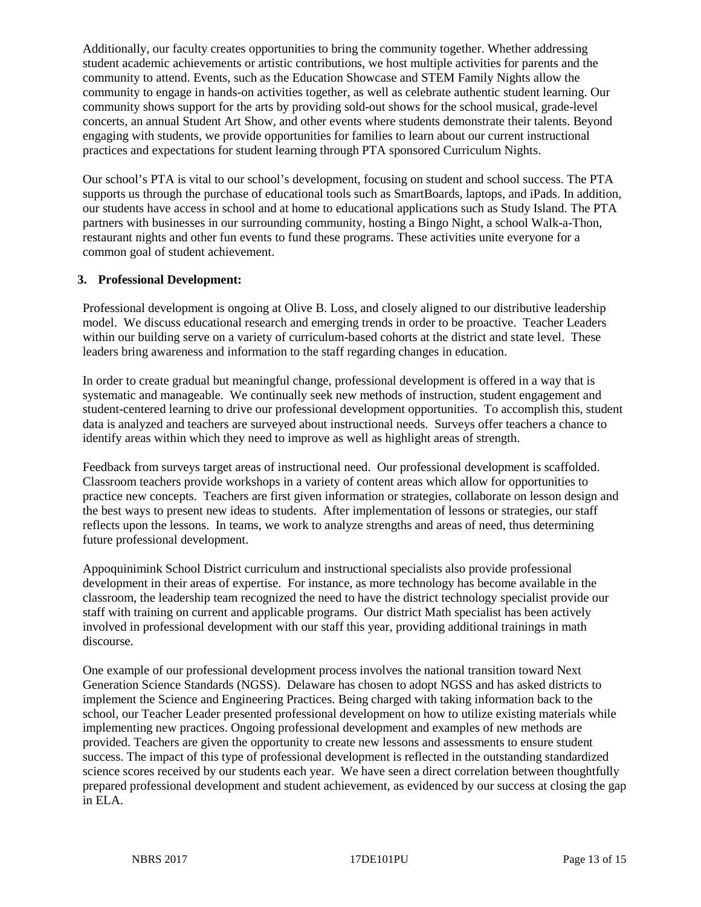Additionally, our faculty creates opportunities to bring the community together. Whether addressing student academic achievements or artistic contributions, we host multiple activities for parents and the community to attend. Events, such as the Education Showcase and STEM Family Nights allow the community to engage in hands-on activities together, as well as celebrate authentic student learning. Our community shows support for the arts by providing sold-out shows for the school musical, grade-level concerts, an annual Student Art Show, and other events where students demonstrate their talents. Beyond engaging with students, we provide opportunities for families to learn about our current instructional practices and expectations for student learning through PTA sponsored Curriculum Nights.

Our school's PTA is vital to our school's development, focusing on student and school success. The PTA supports us through the purchase of educational tools such as SmartBoards, laptops, and iPads. In addition, our students have access in school and at home to educational applications such as Study Island. The PTA partners with businesses in our surrounding community, hosting a Bingo Night, a school Walk-a-Thon, restaurant nights and other fun events to fund these programs. These activities unite everyone for a common goal of student achievement.

**3. Professional Development:**

Professional development is ongoing at Olive B. Loss, and closely aligned to our distributive leadership model. We discuss educational research and emerging trends in order to be proactive. Teacher Leaders within our building serve on a variety of curriculum-based cohorts at the district and state level. These leaders bring awareness and information to the staff regarding changes in education.

In order to create gradual but meaningful change, professional development is offered in a way that is systematic and manageable. We continually seek new methods of instruction, student engagement and student-centered learning to drive our professional development opportunities. To accomplish this, student data is analyzed and teachers are surveyed about instructional needs. Surveys offer teachers a chance to identify areas within which they need to improve as well as highlight areas of strength.

Feedback from surveys target areas of instructional need. Our professional development is scaffolded. Classroom teachers provide workshops in a variety of content areas which allow for opportunities to practice new concepts. Teachers are first given information or strategies, collaborate on lesson design and the best ways to present new ideas to students. After implementation of lessons or strategies, our staff reflects upon the lessons. In teams, we work to analyze strengths and areas of need, thus determining future professional development.

Appoquinimink School District curriculum and instructional specialists also provide professional development in their areas of expertise. For instance, as more technology has become available in the classroom, the leadership team recognized the need to have the district technology specialist provide our staff with training on current and applicable programs. Our district Math specialist has been actively involved in professional development with our staff this year, providing additional trainings in math discourse.

One example of our professional development process involves the national transition toward Next Generation Science Standards (NGSS). Delaware has chosen to adopt NGSS and has asked districts to implement the Science and Engineering Practices. Being charged with taking information back to the school, our Teacher Leader presented professional development on how to utilize existing materials while implementing new practices. Ongoing professional development and examples of new methods are provided. Teachers are given the opportunity to create new lessons and assessments to ensure student success. The impact of this type of professional development is reflected in the outstanding standardized science scores received by our students each year. We have seen a direct correlation between thoughtfully prepared professional development and student achievement, as evidenced by our success at closing the gap in ELA.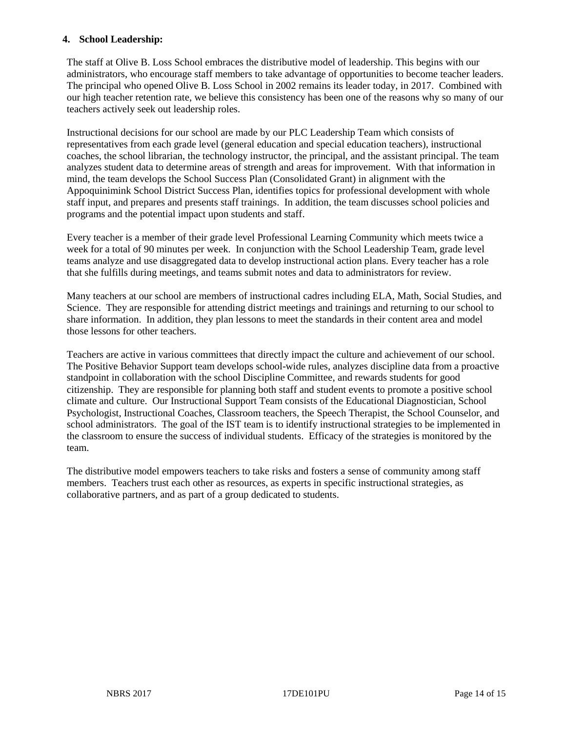#### 4. School Leadership:

The staff at Olive B. Loss School embraces the distributive model of leadership. This begins with our administrators, who encourage staff members to take advantage of opportunities to become teacher leaders. The principal who opened Olive B. Loss School in 2002 remains its leader today, in 2017. Combined with our high teacher retention rate, we believe this consistency has been one of the reasons why so many of our teachers actively seek out leadership roles.

Instructional decisions for our school are made by our PLC Leadership Team which consists of representatives from each grade level (general education and special education teachers), instructional coaches, the school librarian, the technology instructor, the principal, and the assistant principal. The team analyzes student data to determine areas of strength and areas for improvement. With that information in mind, the team develops the School Success Plan (Consolidated Grant) in alignment with the Appoquinimink School District Success Plan, identifies topics for professional development with whole staff input, and prepares and presents staff trainings. In addition, the team discusses school policies and programs and the potential impact upon students and staff.

Every teacher is a member of their grade level Professional Learning Community which meets twice a week for a total of 90 minutes per week. In conjunction with the School Leadership Team, grade level teams analyze and use disaggregated data to develop instructional action plans. Every teacher has a role that she fulfills during meetings, and teams submit notes and data to administrators for review.

Many teachers at our school are members of instructional cadres including ELA, Math, Social Studies, and Science. They are responsible for attending district meetings and trainings and returning to our school to share information. In addition, they plan lessons to meet the standards in their content area and model those lessons for other teachers.

Teachers are active in various committees that directly impact the culture and achievement of our school. The Positive Behavior Support team develops school-wide rules, analyzes discipline data from a proactive standpoint in collaboration with the school Discipline Committee, and rewards students for good citizenship. They are responsible for planning both staff and student events to promote a positive school climate and culture. Our Instructional Support Team consists of the Educational Diagnostician, School Psychologist, Instructional Coaches, Classroom teachers, the Speech Therapist, the School Counselor, and school administrators. The goal of the IST team is to identify instructional strategies to be implemented in the classroom to ensure the success of individual students. Efficacy of the strategies is monitored by the team.

The distributive model empowers teachers to take risks and fosters a sense of community among staff members. Teachers trust each other as resources, as experts in specific instructional strategies, as collaborative partners, and as part of a group dedicated to students.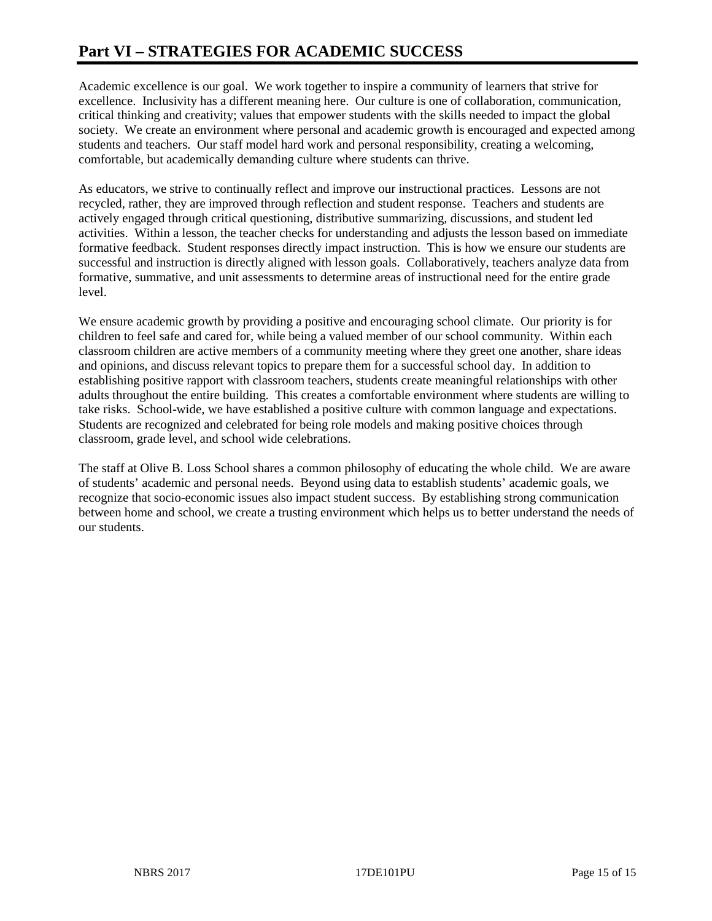# Part VI – STRATEGIES FOR ACADEMIC SUCCESS

Academic excellence is our goal. We work together to inspire a community of learners that strive for excellence. Inclusivity has a different meaning here. Our culture is one of collaboration, communication, critical thinking and creativity; values that empower students with the skills needed to impact the global society. We create an environment where personal and academic growth is encouraged and expected among students and teachers. Our staff model hard work and personal responsibility, creating a welcoming, comfortable, but academically demanding culture where students can thrive.

As educators, we strive to continually reflect and improve our instructional practices. Lessons are not recycled, rather, they are improved through reflection and student response. Teachers and students are actively engaged through critical questioning, distributive summarizing, discussions, and student led activities. Within a lesson, the teacher checks for understanding and adjusts the lesson based on immediate formative feedback. Student responses directly impact instruction. This is how we ensure our students are successful and instruction is directly aligned with lesson goals. Collaboratively, teachers analyze data from formative, summative, and unit assessments to determine areas of instructional need for the entire grade level.

We ensure academic growth by providing a positive and encouraging school climate. Our priority is for children to feel safe and cared for, while being a valued member of our school community. Within each classroom children are active members of a community meeting where they greet one another, share ideas and opinions, and discuss relevant topics to prepare them for a successful school day. In addition to establishing positive rapport with classroom teachers, students create meaningful relationships with other adults throughout the entire building. This creates a comfortable environment where students are willing to take risks. School-wide, we have established a positive culture with common language and expectations. Students are recognized and celebrated for being role models and making positive choices through classroom, grade level, and school wide celebrations.

The staff at Olive B. Loss School shares a common philosophy of educating the whole child. We are aware of students' academic and personal needs. Beyond using data to establish students' academic goals, we recognize that socio-economic issues also impact student success. By establishing strong communication between home and school, we create a trusting environment which helps us to better understand the needs of our students.